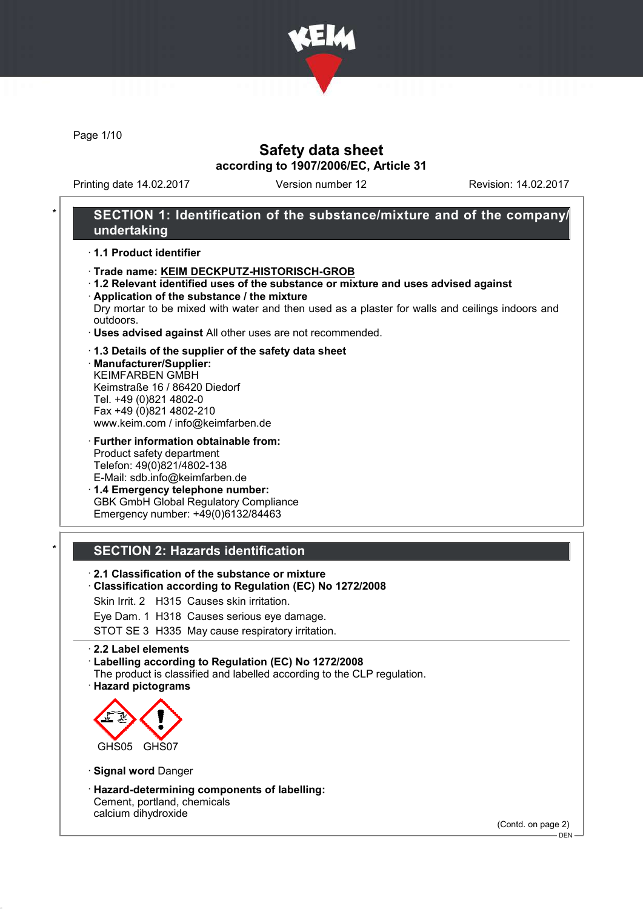# Safety data sheet

**according to 1907/2006/EC, Article 31**

Printing date 14.02.2017 | Version number 12 | Revision: 14.02.2017

## SECTION 1: Identification of the substance/mixture and of the company/undertaking

· **1.1 Product identifier**

· **Trade name: KEIM DECKPUTZ-HISTORISCH-GROB**

· **1.2 Relevant identified uses of the substance or mixture and uses advised against**

· **Application of the substance / the mixture**
Dry mortar to be mixed with water and then used as a plaster for walls and ceilings indoors and outdoors.

· **Uses advised against** All other uses are not recommended.

· **1.3 Details of the supplier of the safety data sheet**

· **Manufacturer/Supplier:**
KEIMFARBEN GMBH
Keimstraße 16 / 86420 Diedorf
Tel. +49 (0)821 4802-0
Fax +49 (0)821 4802-210
www.keim.com / info@keimfarben.de

· **Further information obtainable from:**
Product safety department
Telefon: 49(0)821/4802-138
E-Mail: sdb.info@keimfarben.de

· **1.4 Emergency telephone number:**
GBK GmbH Global Regulatory Compliance
Emergency number: +49(0)6132/84463

## SECTION 2: Hazards identification

· **2.1 Classification of the substance or mixture**

· **Classification according to Regulation (EC) No 1272/2008**

Skin Irrit. 2 H315 Causes skin irritation.

Eye Dam. 1 H318 Causes serious eye damage.

STOT SE 3 H335 May cause respiratory irritation.

· **2.2 Label elements**

· **Labelling according to Regulation (EC) No 1272/2008**
The product is classified and labelled according to the CLP regulation.

· **Hazard pictograms**

GHS05 GHS07

· **Signal word** Danger

· **Hazard-determining components of labelling:**
Cement, portland, chemicals
calcium dihydroxide

(Contd. on page 2)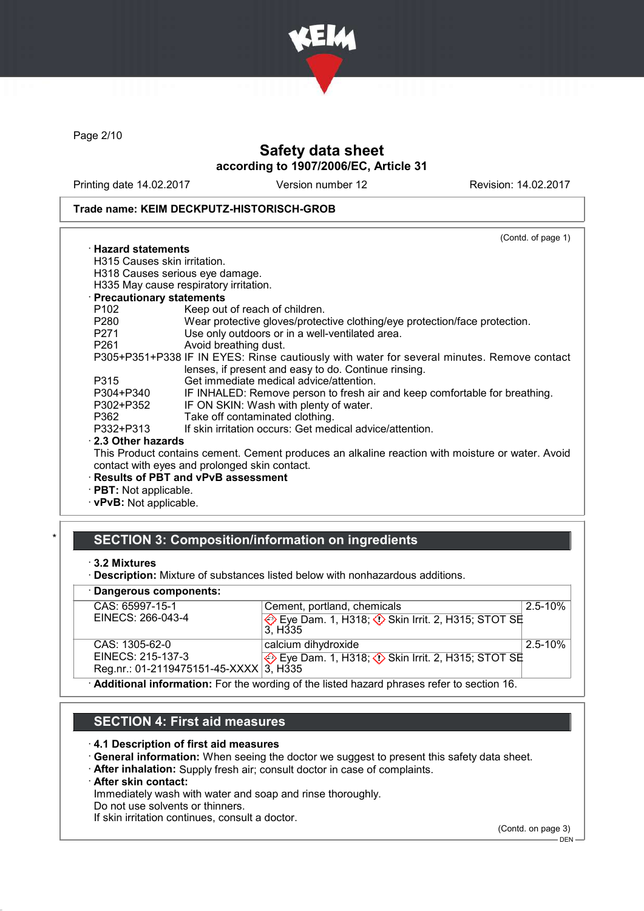Trade name: KEIM DECKPUTZ-HISTORISCH-GROB

(Contd. of page 1)

· **Hazard statements**
H315 Causes skin irritation.
H318 Causes serious eye damage.
H335 May cause respiratory irritation.

· **Precautionary statements**

| | |
|---|---|
| P102 | Keep out of reach of children. |
| P280 | Wear protective gloves/protective clothing/eye protection/face protection. |
| P271 | Use only outdoors or in a well-ventilated area. |
| P261 | Avoid breathing dust. |
| P305+P351+P338 | IF IN EYES: Rinse cautiously with water for several minutes. Remove contact lenses, if present and easy to do. Continue rinsing. |
| P315 | Get immediate medical advice/attention. |
| P304+P340 | IF INHALED: Remove person to fresh air and keep comfortable for breathing. |
| P302+P352 | IF ON SKIN: Wash with plenty of water. |
| P362 | Take off contaminated clothing. |
| P332+P313 | If skin irritation occurs: Get medical advice/attention. |

· **2.3 Other hazards**
This Product contains cement. Cement produces an alkaline reaction with moisture or water. Avoid contact with eyes and prolonged skin contact.

· **Results of PBT and vPvB assessment**
· **PBT:** Not applicable.
· **vPvB:** Not applicable.

## SECTION 3: Composition/information on ingredients

· **3.2 Mixtures**
· **Description:** Mixture of substances listed below with nonhazardous additions.

· **Dangerous components:**

| | | |
|---|---|---|
| CAS: 65997-15-1<br>EINECS: 266-043-4 | Cement, portland, chemicals<br>Eye Dam. 1, H318; Skin Irrit. 2, H315; STOT SE 3, H335 | 2.5-10% |
| CAS: 1305-62-0<br>EINECS: 215-137-3<br>Reg.nr.: 01-2119475151-45-XXXX | calcium dihydroxide<br>Eye Dam. 1, H318; Skin Irrit. 2, H315; STOT SE 3, H335 | 2.5-10% |

· **Additional information:** For the wording of the listed hazard phrases refer to section 16.

## SECTION 4: First aid measures

· **4.1 Description of first aid measures**
· **General information:** When seeing the doctor we suggest to present this safety data sheet.
· **After inhalation:** Supply fresh air; consult doctor in case of complaints.
· **After skin contact:**
Immediately wash with water and soap and rinse thoroughly.
Do not use solvents or thinners.
If skin irritation continues, consult a doctor.

(Contd. on page 3)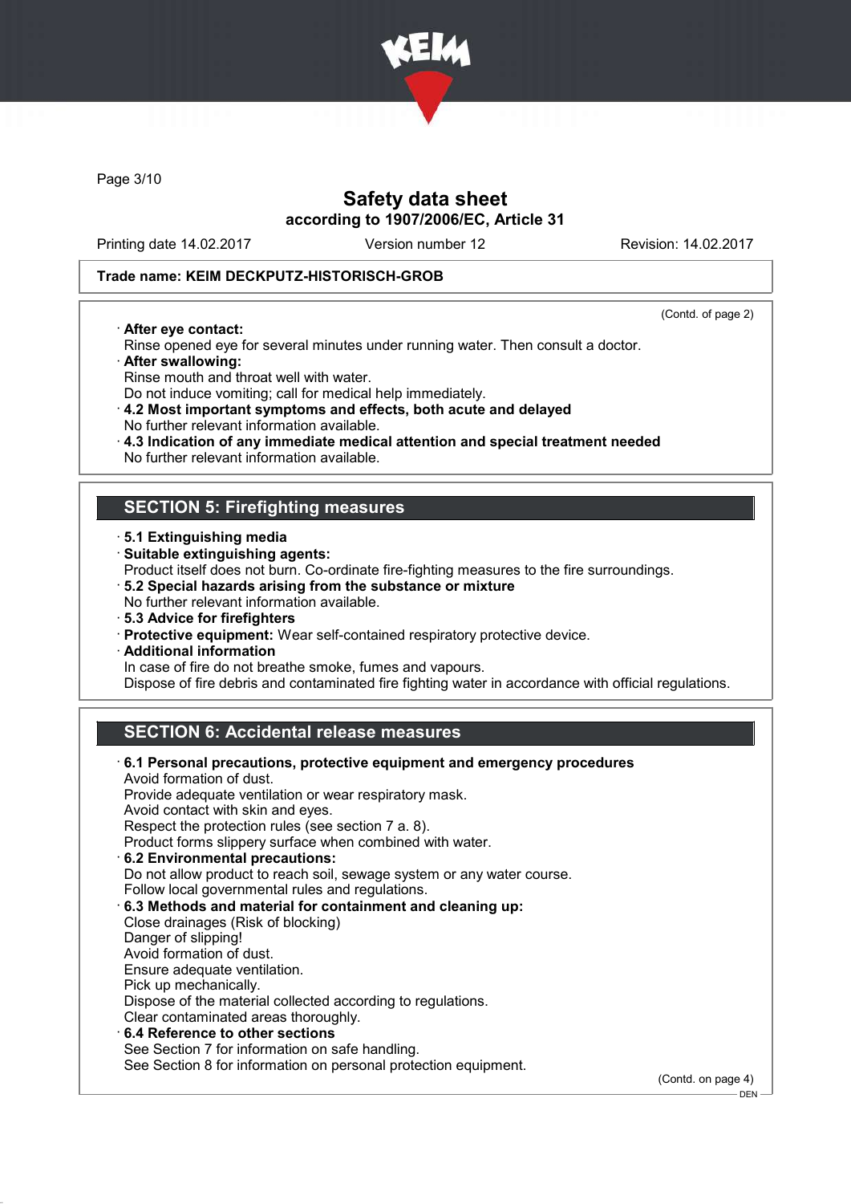**Safety data sheet**
**according to 1907/2006/EC, Article 31**

Printing date 14.02.2017 | Version number 12 | Revision: 14.02.2017

**Trade name: KEIM DECKPUTZ-HISTORISCH-GROB**

(Contd. of page 2)

· **After eye contact:**
Rinse opened eye for several minutes under running water. Then consult a doctor.
· **After swallowing:**
Rinse mouth and throat well with water.
Do not induce vomiting; call for medical help immediately.
· **4.2 Most important symptoms and effects, both acute and delayed**
No further relevant information available.
· **4.3 Indication of any immediate medical attention and special treatment needed**
No further relevant information available.

## SECTION 5: Firefighting measures

· **5.1 Extinguishing media**
· **Suitable extinguishing agents:**
Product itself does not burn. Co-ordinate fire-fighting measures to the fire surroundings.
· **5.2 Special hazards arising from the substance or mixture**
No further relevant information available.
· **5.3 Advice for firefighters**
· **Protective equipment:** Wear self-contained respiratory protective device.
· **Additional information**
In case of fire do not breathe smoke, fumes and vapours.
Dispose of fire debris and contaminated fire fighting water in accordance with official regulations.

## SECTION 6: Accidental release measures

· **6.1 Personal precautions, protective equipment and emergency procedures**
Avoid formation of dust.
Provide adequate ventilation or wear respiratory mask.
Avoid contact with skin and eyes.
Respect the protection rules (see section 7 a. 8).
Product forms slippery surface when combined with water.
· **6.2 Environmental precautions:**
Do not allow product to reach soil, sewage system or any water course.
Follow local governmental rules and regulations.
· **6.3 Methods and material for containment and cleaning up:**
Close drainages (Risk of blocking)
Danger of slipping!
Avoid formation of dust.
Ensure adequate ventilation.
Pick up mechanically.
Dispose of the material collected according to regulations.
Clear contaminated areas thoroughly.
· **6.4 Reference to other sections**
See Section 7 for information on safe handling.
See Section 8 for information on personal protection equipment.

(Contd. on page 4)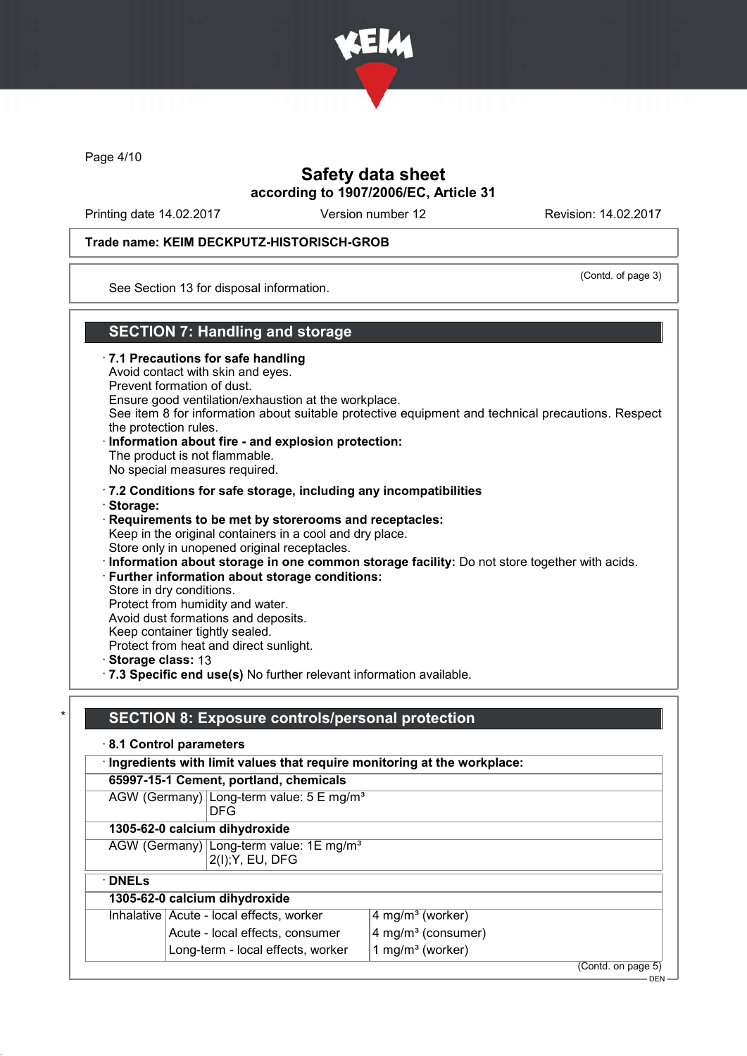Trade name: KEIM DECKPUTZ-HISTORISCH-GROB

(Contd. of page 3)

See Section 13 for disposal information.

## SECTION 7: Handling and storage

· **7.1 Precautions for safe handling**
Avoid contact with skin and eyes.
Prevent formation of dust.
Ensure good ventilation/exhaustion at the workplace.
See item 8 for information about suitable protective equipment and technical precautions. Respect the protection rules.

· **Information about fire - and explosion protection:**
The product is not flammable.
No special measures required.

· **7.2 Conditions for safe storage, including any incompatibilities**

· **Storage:**

· **Requirements to be met by storerooms and receptacles:**
Keep in the original containers in a cool and dry place.
Store only in unopened original receptacles.

· **Information about storage in one common storage facility:** Do not store together with acids.

· **Further information about storage conditions:**
Store in dry conditions.
Protect from humidity and water.
Avoid dust formations and deposits.
Keep container tightly sealed.
Protect from heat and direct sunlight.

· **Storage class:** 13

· **7.3 Specific end use(s)** No further relevant information available.

## * SECTION 8: Exposure controls/personal protection

· **8.1 Control parameters**

· **Ingredients with limit values that require monitoring at the workplace:**

| **65997-15-1 Cement, portland, chemicals** | |
|---|---|
| AGW (Germany) | Long-term value: 5 E mg/m³<br>DFG |
| **1305-62-0 calcium dihydroxide** | |
| AGW (Germany) | Long-term value: 1E mg/m³<br>2(I);Y, EU, DFG |

· **DNELs**

| **1305-62-0 calcium dihydroxide** | | |
|---|---|---|
| Inhalative | Acute - local effects, worker | 4 mg/m³ (worker) |
| | Acute - local effects, consumer | 4 mg/m³ (consumer) |
| | Long-term - local effects, worker | 1 mg/m³ (worker) |

(Contd. on page 5)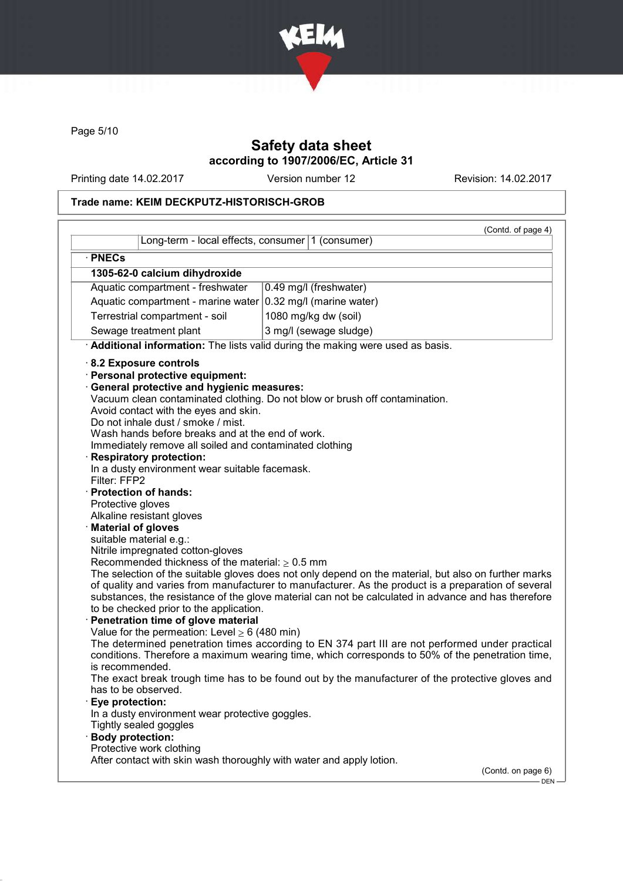Trade name: KEIM DECKPUTZ-HISTORISCH-GROB

(Contd. of page 4)

| | Long-term - local effects, consumer | 1 (consumer) |
|---|---|---|

· **PNECs**

| **1305-62-0 calcium dihydroxide** | |
|---|---|
| Aquatic compartment - freshwater | 0.49 mg/l (freshwater) |
| Aquatic compartment - marine water | 0.32 mg/l (marine water) |
| Terrestrial compartment - soil | 1080 mg/kg dw (soil) |
| Sewage treatment plant | 3 mg/l (sewage sludge) |

· **Additional information:** The lists valid during the making were used as basis.

· **8.2 Exposure controls**

· **Personal protective equipment:**

· **General protective and hygienic measures:**
Vacuum clean contaminated clothing. Do not blow or brush off contamination.
Avoid contact with the eyes and skin.
Do not inhale dust / smoke / mist.
Wash hands before breaks and at the end of work.
Immediately remove all soiled and contaminated clothing

· **Respiratory protection:**
In a dusty environment wear suitable facemask.
Filter: FFP2

· **Protection of hands:**
Protective gloves
Alkaline resistant gloves

· **Material of gloves**
suitable material e.g.:
Nitrile impregnated cotton-gloves
Recommended thickness of the material: ≥ 0.5 mm
The selection of the suitable gloves does not only depend on the material, but also on further marks of quality and varies from manufacturer to manufacturer. As the product is a preparation of several substances, the resistance of the glove material can not be calculated in advance and has therefore to be checked prior to the application.

· **Penetration time of glove material**
Value for the permeation: Level ≥ 6 (480 min)
The determined penetration times according to EN 374 part III are not performed under practical conditions. Therefore a maximum wearing time, which corresponds to 50% of the penetration time, is recommended.
The exact break trough time has to be found out by the manufacturer of the protective gloves and has to be observed.

· **Eye protection:**
In a dusty environment wear protective goggles.
Tightly sealed goggles

· **Body protection:**
Protective work clothing
After contact with skin wash thoroughly with water and apply lotion.

(Contd. on page 6)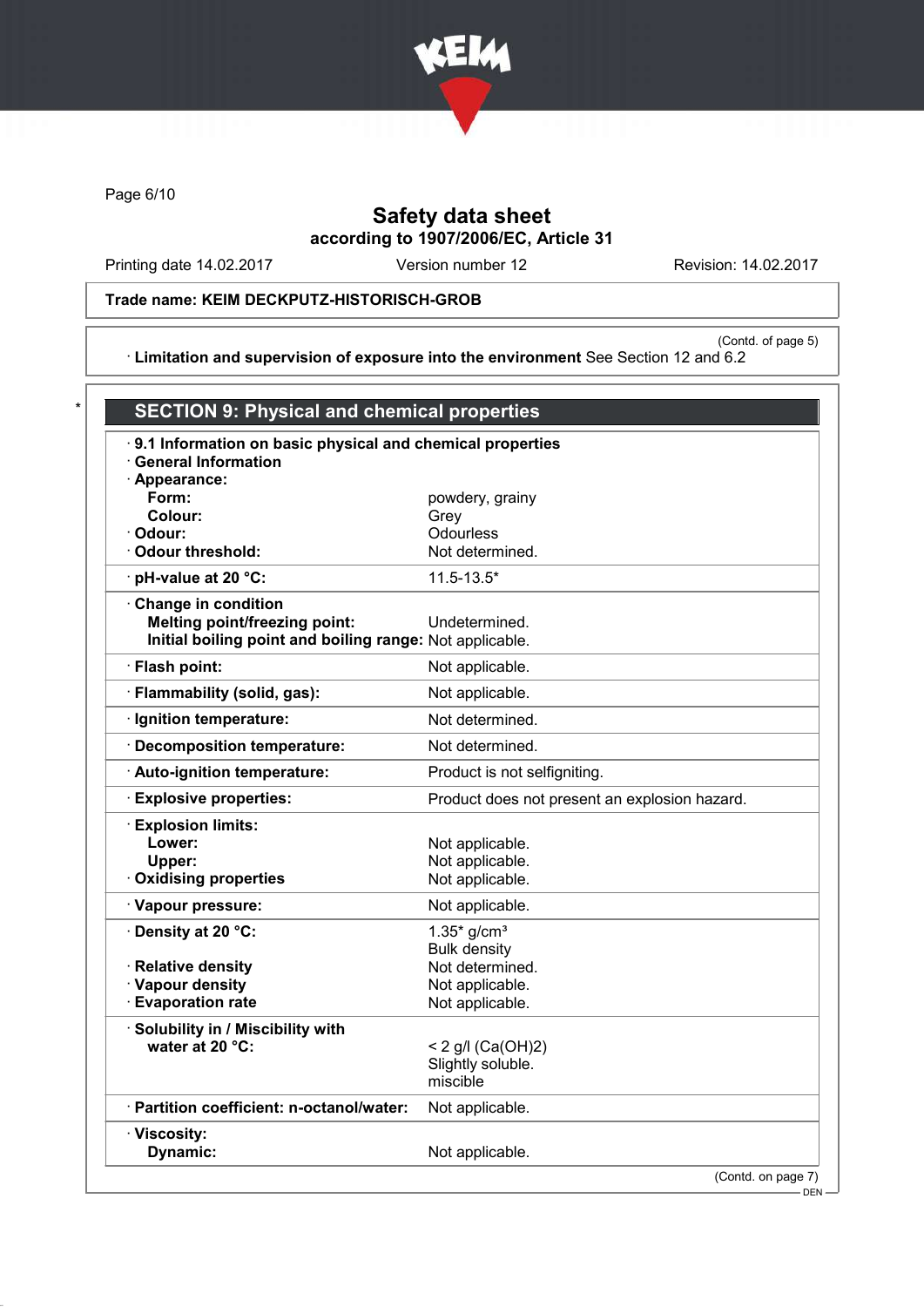# Safety data sheet

**according to 1907/2006/EC, Article 31**

Printing date 14.02.2017 Version number 12 Revision: 14.02.2017

**Trade name: KEIM DECKPUTZ-HISTORISCH-GROB**

(Contd. of page 5)

· **Limitation and supervision of exposure into the environment** See Section 12 and 6.2

## SECTION 9: Physical and chemical properties

| | |
|---|---|
| · **9.1 Information on basic physical and chemical properties** | |
| · **General Information** | |
| · **Appearance:** | |
| **Form:** | powdery, grainy |
| **Colour:** | Grey |
| · **Odour:** | Odourless |
| · **Odour threshold:** | Not determined. |
| · **pH-value at 20 °C:** | 11.5-13.5* |
| · **Change in condition** | |
| **Melting point/freezing point:** | Undetermined. |
| **Initial boiling point and boiling range:** | Not applicable. |
| · **Flash point:** | Not applicable. |
| · **Flammability (solid, gas):** | Not applicable. |
| · **Ignition temperature:** | Not determined. |
| · **Decomposition temperature:** | Not determined. |
| · **Auto-ignition temperature:** | Product is not selfigniting. |
| · **Explosive properties:** | Product does not present an explosion hazard. |
| · **Explosion limits:** | |
| **Lower:** | Not applicable. |
| **Upper:** | Not applicable. |
| · **Oxidising properties** | Not applicable. |
| · **Vapour pressure:** | Not applicable. |
| · **Density at 20 °C:** | 1.35* g/cm³<br>Bulk density |
| · **Relative density** | Not determined. |
| · **Vapour density** | Not applicable. |
| · **Evaporation rate** | Not applicable. |
| · **Solubility in / Miscibility with** | |
| **water at 20 °C:** | < 2 g/l ($Ca(OH)_2$)<br>Slightly soluble.<br>miscible |
| · **Partition coefficient: n-octanol/water:** | Not applicable. |
| · **Viscosity:** | |
| **Dynamic:** | Not applicable. |

(Contd. on page 7)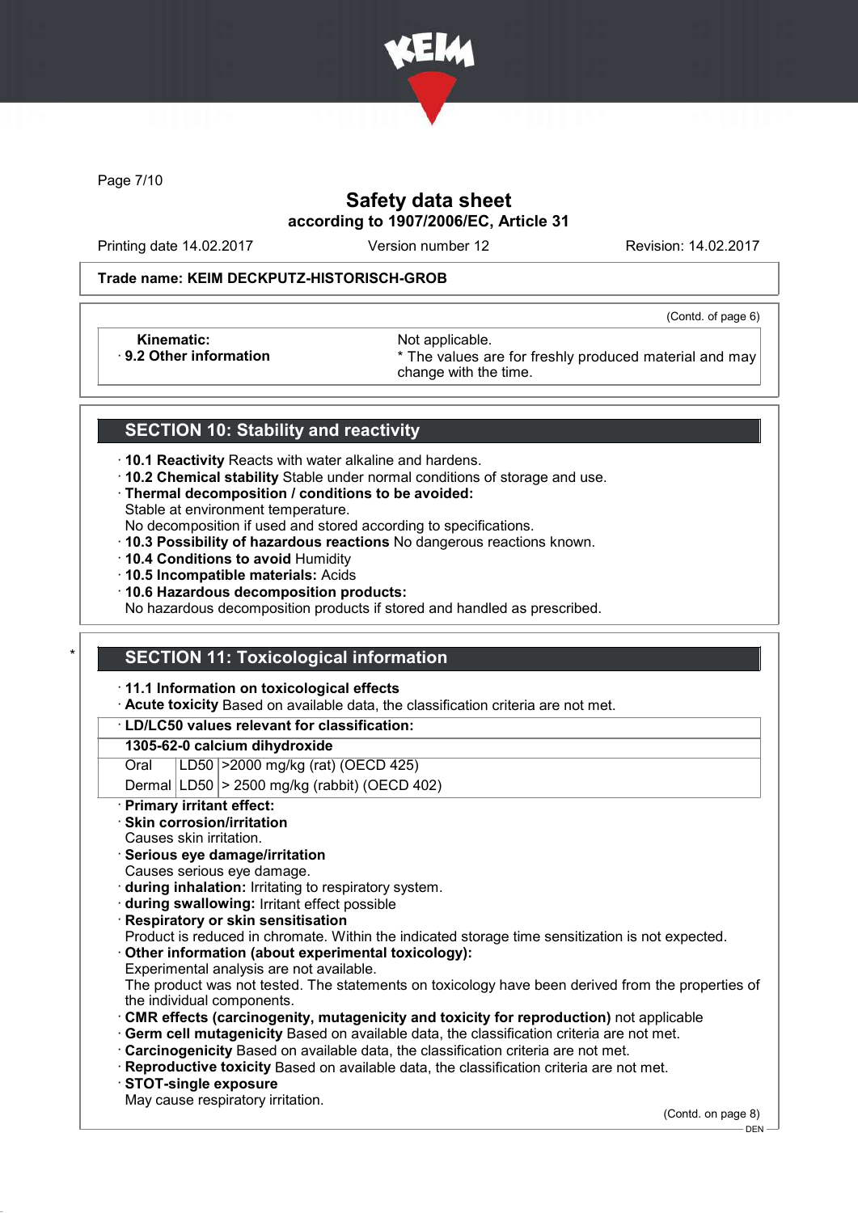## Safety data sheet
### according to 1907/2006/EC, Article 31

Printing date 14.02.2017 | Version number 12 | Revision: 14.02.2017

**Trade name: KEIM DECKPUTZ-HISTORISCH-GROB**

(Contd. of page 6)

| | |
|---|---|
| **Kinematic:** | Not applicable. |
| · **9.2 Other information** | * The values are for freshly produced material and may change with the time. |

## SECTION 10: Stability and reactivity

· **10.1 Reactivity** Reacts with water alkaline and hardens.
· **10.2 Chemical stability** Stable under normal conditions of storage and use.
· **Thermal decomposition / conditions to be avoided:**
Stable at environment temperature.
No decomposition if used and stored according to specifications.
· **10.3 Possibility of hazardous reactions** No dangerous reactions known.
· **10.4 Conditions to avoid** Humidity
· **10.5 Incompatible materials:** Acids
· **10.6 Hazardous decomposition products:**
No hazardous decomposition products if stored and handled as prescribed.

## * SECTION 11: Toxicological information

· **11.1 Information on toxicological effects**
· **Acute toxicity** Based on available data, the classification criteria are not met.

| · **LD/LC50 values relevant for classification:** | | |
|---|---|---|
| **1305-62-0 calcium dihydroxide** | | |
| Oral | LD50 | >2000 mg/kg (rat) (OECD 425) |
| Dermal | LD50 | > 2500 mg/kg (rabbit) (OECD 402) |

· **Primary irritant effect:**
· **Skin corrosion/irritation**
Causes skin irritation.
· **Serious eye damage/irritation**
Causes serious eye damage.
· **during inhalation:** Irritating to respiratory system.
· **during swallowing:** Irritant effect possible
· **Respiratory or skin sensitisation**
Product is reduced in chromate. Within the indicated storage time sensitization is not expected.
· **Other information (about experimental toxicology):**
Experimental analysis are not available.
The product was not tested. The statements on toxicology have been derived from the properties of the individual components.
· **CMR effects (carcinogenity, mutagenicity and toxicity for reproduction)** not applicable
· **Germ cell mutagenicity** Based on available data, the classification criteria are not met.
· **Carcinogenicity** Based on available data, the classification criteria are not met.
· **Reproductive toxicity** Based on available data, the classification criteria are not met.
· **STOT-single exposure**
May cause respiratory irritation.

(Contd. on page 8)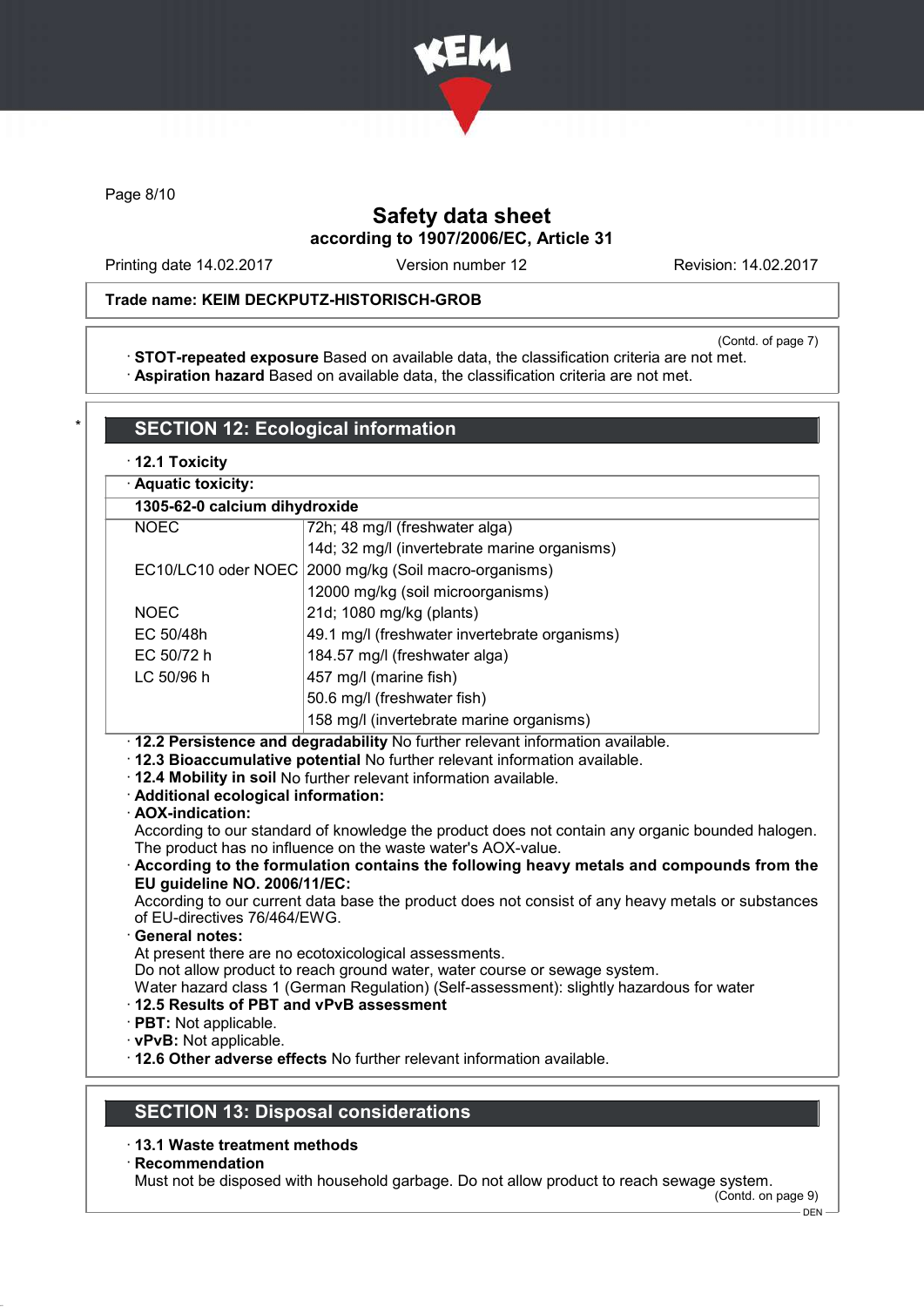Trade name: KEIM DECKPUTZ-HISTORISCH-GROB

(Contd. of page 7)

· **STOT-repeated exposure** Based on available data, the classification criteria are not met.
· **Aspiration hazard** Based on available data, the classification criteria are not met.

## SECTION 12: Ecological information

· **12.1 Toxicity**

| · Aquatic toxicity: | |
|---|---|
| **1305-62-0 calcium dihydroxide** | |
| NOEC | 72h; 48 mg/l (freshwater alga) |
| | 14d; 32 mg/l (invertebrate marine organisms) |
| EC10/LC10 oder NOEC | 2000 mg/kg (Soil macro-organisms) |
| | 12000 mg/kg (soil microorganisms) |
| NOEC | 21d; 1080 mg/kg (plants) |
| EC 50/48h | 49.1 mg/l (freshwater invertebrate organisms) |
| EC 50/72 h | 184.57 mg/l (freshwater alga) |
| LC 50/96 h | 457 mg/l (marine fish) |
| | 50.6 mg/l (freshwater fish) |
| | 158 mg/l (invertebrate marine organisms) |

· **12.2 Persistence and degradability** No further relevant information available.
· **12.3 Bioaccumulative potential** No further relevant information available.
· **12.4 Mobility in soil** No further relevant information available.
· **Additional ecological information:**
· **AOX-indication:**
According to our standard of knowledge the product does not contain any organic bounded halogen. The product has no influence on the waste water's AOX-value.
· **According to the formulation contains the following heavy metals and compounds from the EU guideline NO. 2006/11/EC:**
According to our current data base the product does not consist of any heavy metals or substances of EU-directives 76/464/EWG.
· **General notes:**
At present there are no ecotoxicological assessments.
Do not allow product to reach ground water, water course or sewage system.
Water hazard class 1 (German Regulation) (Self-assessment): slightly hazardous for water
· **12.5 Results of PBT and vPvB assessment**
· **PBT:** Not applicable.
· **vPvB:** Not applicable.
· **12.6 Other adverse effects** No further relevant information available.

## SECTION 13: Disposal considerations

· **13.1 Waste treatment methods**
· **Recommendation**
Must not be disposed with household garbage. Do not allow product to reach sewage system.

(Contd. on page 9)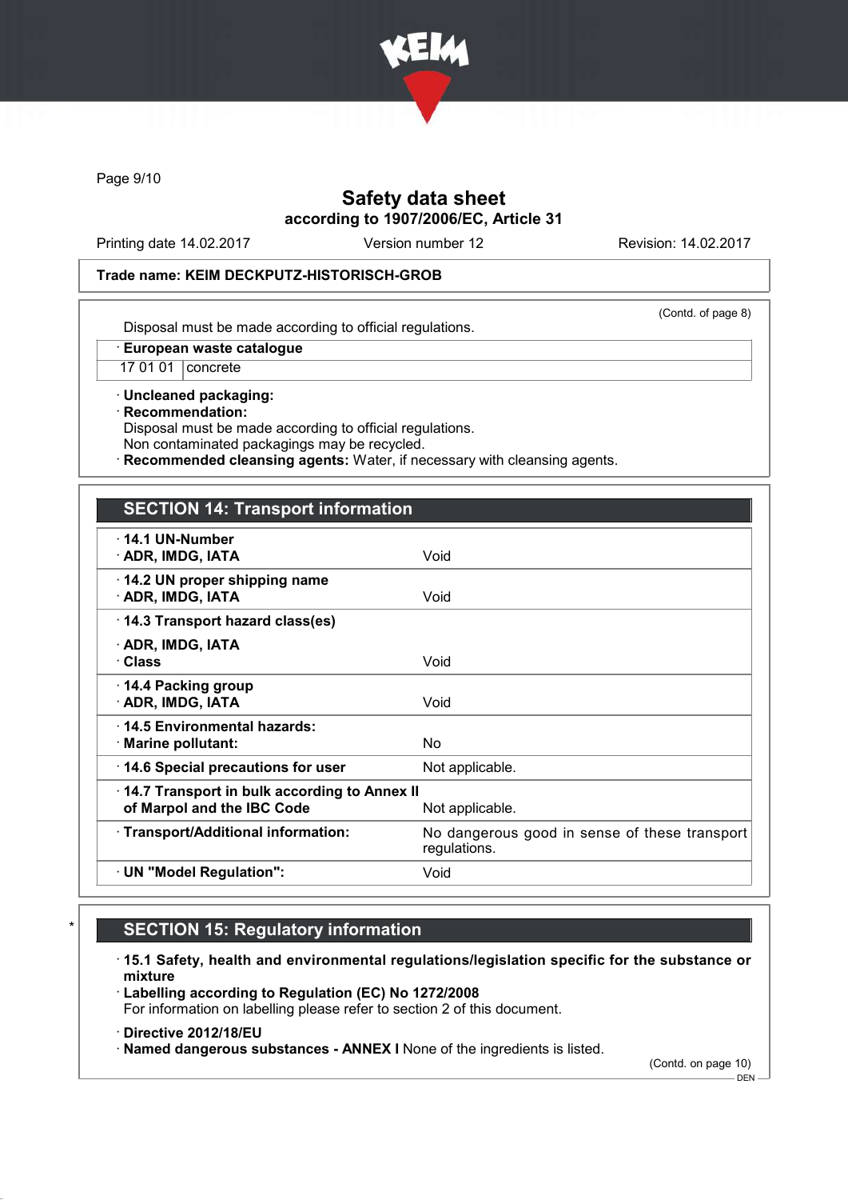Trade name: KEIM DECKPUTZ-HISTORISCH-GROB

(Contd. of page 8)

Disposal must be made according to official regulations.

| · European waste catalogue | |
|---|---|
| 17 01 01 | concrete |

· **Uncleaned packaging:**
· **Recommendation:**
Disposal must be made according to official regulations.
Non contaminated packagings may be recycled.
· **Recommended cleansing agents:** Water, if necessary with cleansing agents.

## SECTION 14: Transport information

| | |
|---|---|
| **· 14.1 UN-Number** | |
| **· ADR, IMDG, IATA** | Void |
| **· 14.2 UN proper shipping name** | |
| **· ADR, IMDG, IATA** | Void |
| **· 14.3 Transport hazard class(es)** | |
| **· ADR, IMDG, IATA** | |
| **· Class** | Void |
| **· 14.4 Packing group** | |
| **· ADR, IMDG, IATA** | Void |
| **· 14.5 Environmental hazards:** | |
| **· Marine pollutant:** | No |
| **· 14.6 Special precautions for user** | Not applicable. |
| **· 14.7 Transport in bulk according to Annex II of Marpol and the IBC Code** | Not applicable. |
| **· Transport/Additional information:** | No dangerous good in sense of these transport regulations. |
| **· UN "Model Regulation":** | Void |

## SECTION 15: Regulatory information

· **15.1 Safety, health and environmental regulations/legislation specific for the substance or mixture**
· **Labelling according to Regulation (EC) No 1272/2008**
For information on labelling please refer to section 2 of this document.

· **Directive 2012/18/EU**
· **Named dangerous substances - ANNEX I** None of the ingredients is listed.

(Contd. on page 10)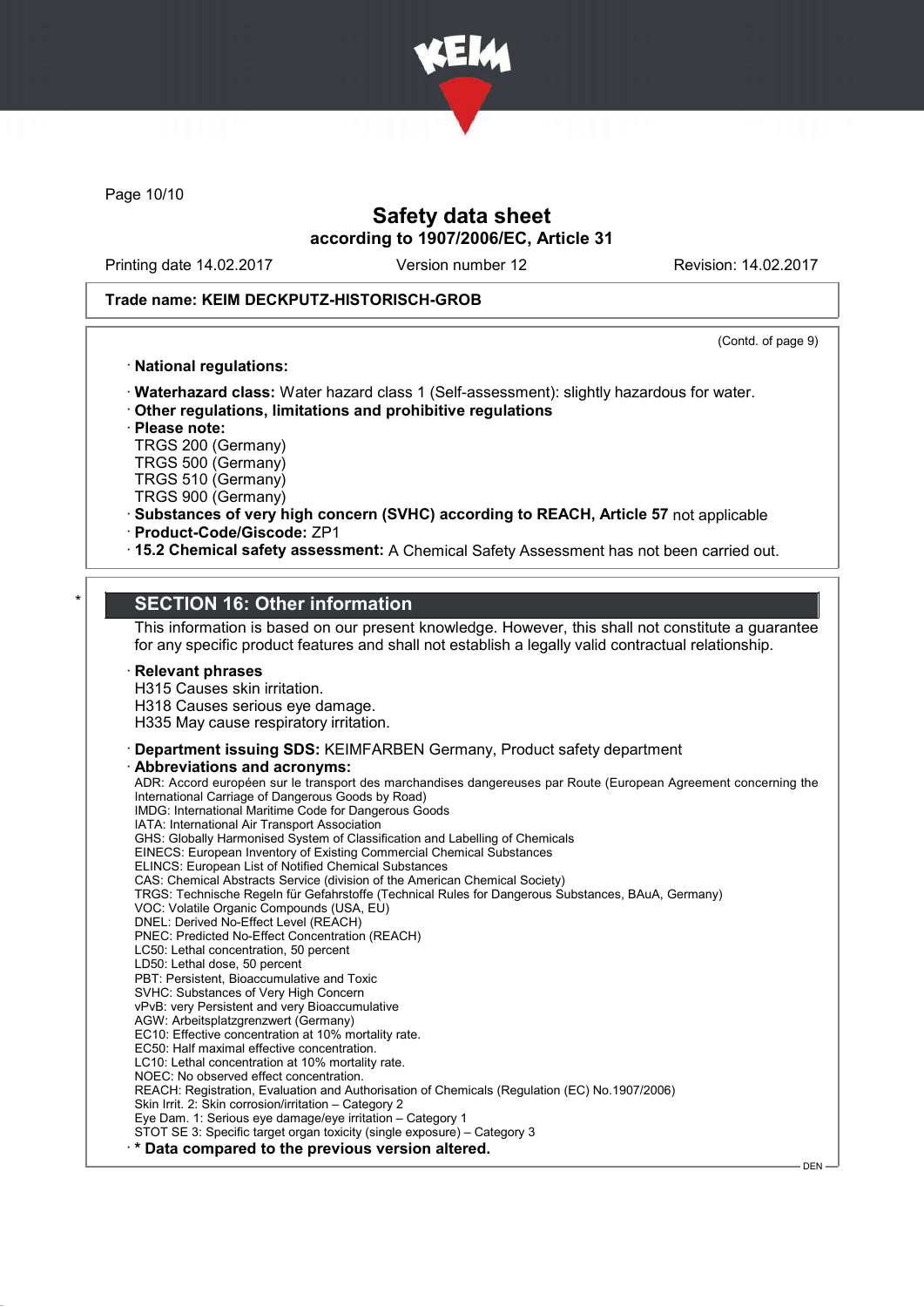(Contd. of page 9)

· **National regulations:**

· **Waterhazard class:** Water hazard class 1 (Self-assessment): slightly hazardous for water.
· **Other regulations, limitations and prohibitive regulations**
· **Please note:**
TRGS 200 (Germany)
TRGS 500 (Germany)
TRGS 510 (Germany)
TRGS 900 (Germany)
· **Substances of very high concern (SVHC) according to REACH, Article 57** not applicable
· **Product-Code/Giscode:** ZP1
· **15.2 Chemical safety assessment:** A Chemical Safety Assessment has not been carried out.

\* 

## SECTION 16: Other information

This information is based on our present knowledge. However, this shall not constitute a guarantee for any specific product features and shall not establish a legally valid contractual relationship.

· **Relevant phrases**
H315 Causes skin irritation.
H318 Causes serious eye damage.
H335 May cause respiratory irritation.

· **Department issuing SDS:** KEIMFARBEN Germany, Product safety department
· **Abbreviations and acronyms:**
ADR: Accord européen sur le transport des marchandises dangereuses par Route (European Agreement concerning the International Carriage of Dangerous Goods by Road)
IMDG: International Maritime Code for Dangerous Goods
IATA: International Air Transport Association
GHS: Globally Harmonised System of Classification and Labelling of Chemicals
EINECS: European Inventory of Existing Commercial Chemical Substances
ELINCS: European List of Notified Chemical Substances
CAS: Chemical Abstracts Service (division of the American Chemical Society)
TRGS: Technische Regeln für Gefahrstoffe (Technical Rules for Dangerous Substances, BAuA, Germany)
VOC: Volatile Organic Compounds (USA, EU)
DNEL: Derived No-Effect Level (REACH)
PNEC: Predicted No-Effect Concentration (REACH)
LC50: Lethal concentration, 50 percent
LD50: Lethal dose, 50 percent
PBT: Persistent, Bioaccumulative and Toxic
SVHC: Substances of Very High Concern
vPvB: very Persistent and very Bioaccumulative
AGW: Arbeitsplatzgrenzwert (Germany)
EC10: Effective concentration at 10% mortality rate.
EC50: Half maximal effective concentration.
LC10: Lethal concentration at 10% mortality rate.
NOEC: No observed effect concentration.
REACH: Registration, Evaluation and Authorisation of Chemicals (Regulation (EC) No.1907/2006)
Skin Irrit. 2: Skin corrosion/irritation – Category 2
Eye Dam. 1: Serious eye damage/eye irritation – Category 1
STOT SE 3: Specific target organ toxicity (single exposure) – Category 3
· **\* Data compared to the previous version altered.**